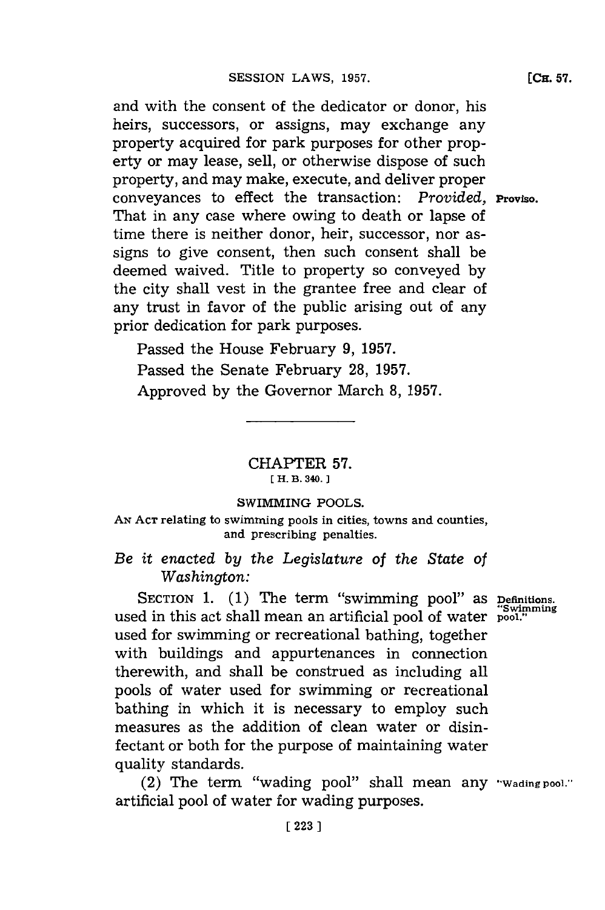and with the consent of the dedicator or donor, his heirs, successors, or assigns, may exchange any property acquired for park purposes for other property or may lease, sell, or otherwise dispose of such property, and may make, execute, and deliver proper conveyances to effect the transaction: *Provided*, That in any case where owing to death or lapse of time there is neither donor, heir, successor, nor assigns to give consent, then such consent shall be deemed waived. Title to property so conveyed by the city shall vest in the grantee free and clear of any trust in favor of the public arising out of any prior dedication for park purposes.

**Proviso.**

Passed the House February 9, 1957.

Passed the Senate February 28, 1957.

Approved by the Governor March 8, 1957.

---

## CHAPTER 57.

[ H. B. 340. ]

### SWIMMING POOLS.

AN ACT relating to swimming pools in cities, towns and counties, and prescribing penalties.

*Be it enacted by the Legislature of the State of Washington:*

SECTION 1. (1) The term "swimming pool" as used in this act shall mean an artificial pool of water used for swimming or recreational bathing, together with buildings and appurtenances in connection therewith, and shall be construed as including all pools of water used for swimming or recreational bathing in which it is necessary to employ such measures as the addition of clean water or disinfectant or both for the purpose of maintaining water quality standards.

**Definitions. "Swimming pool."**

(2) The term "wading pool" shall mean any artificial pool of water for wading purposes.

**"Wading pool."**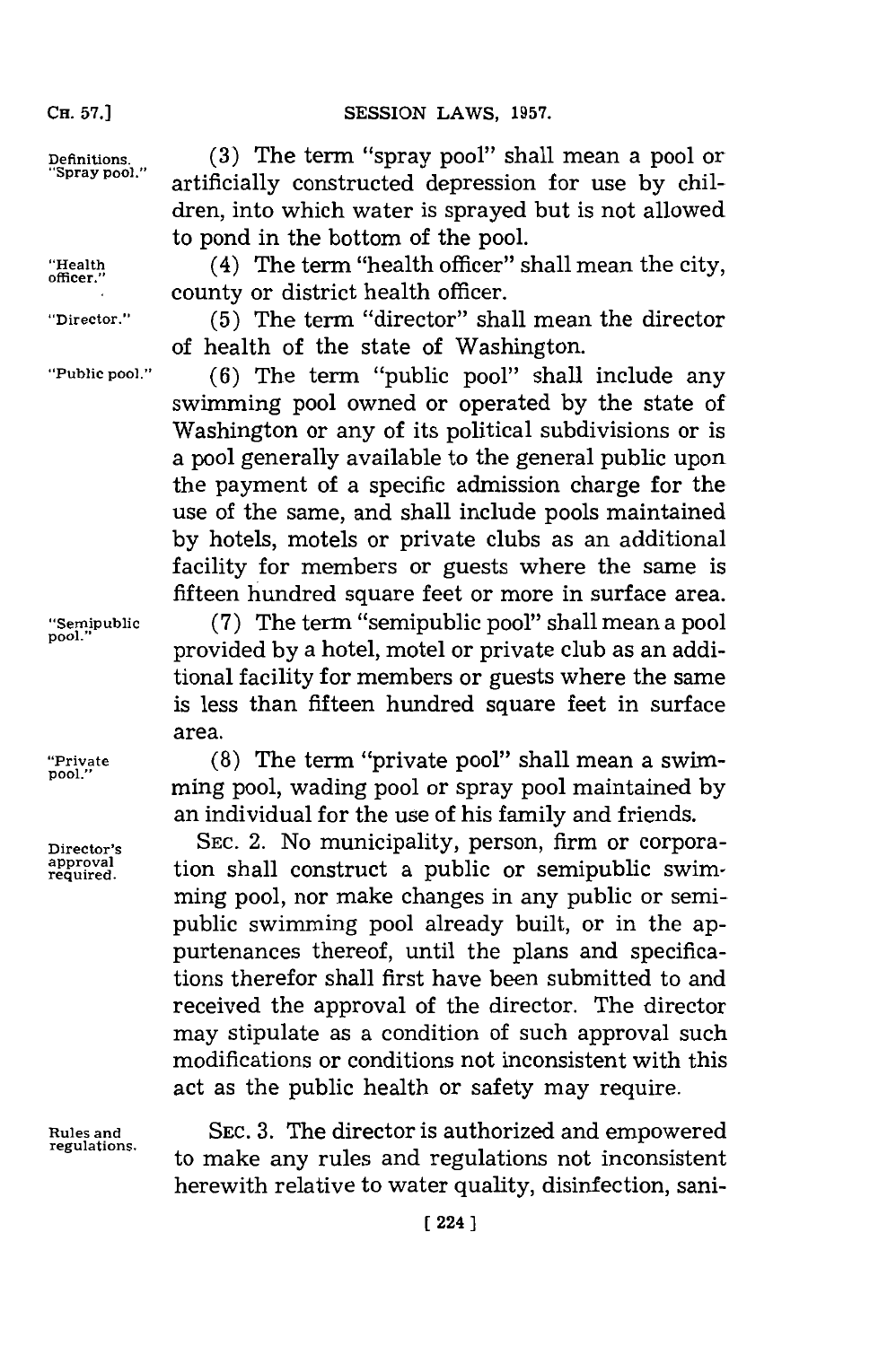Definitions. "Spray pool." (3) The term "spray pool" shall mean a pool or artificially constructed depression for use by children, into which water is sprayed but is not allowed to pond in the bottom of the pool.

"Health officer." (4) The term "health officer" shall mean the city, county or district health officer.

"Director." (5) The term "director" shall mean the director of health of the state of Washington.

"Public pool." (6) The term "public pool" shall include any swimming pool owned or operated by the state of Washington or any of its political subdivisions or is a pool generally available to the general public upon the payment of a specific admission charge for the use of the same, and shall include pools maintained by hotels, motels or private clubs as an additional facility for members or guests where the same is fifteen hundred square feet or more in surface area.

"Semipublic pool." (7) The term "semipublic pool" shall mean a pool provided by a hotel, motel or private club as an additional facility for members or guests where the same is less than fifteen hundred square feet in surface area.

"Private pool." (8) The term "private pool" shall mean a swimming pool, wading pool or spray pool maintained by an individual for the use of his family and friends.

Director's approval required. SEC. 2. No municipality, person, firm or corporation shall construct a public or semipublic swimming pool, nor make changes in any public or semipublic swimming pool already built, or in the appurtenances thereof, until the plans and specifications therefor shall first have been submitted to and received the approval of the director. The director may stipulate as a condition of such approval such modifications or conditions not inconsistent with this act as the public health or safety may require.

Rules and regulations. SEC. 3. The director is authorized and empowered to make any rules and regulations not inconsistent herewith relative to water quality, disinfection, sani-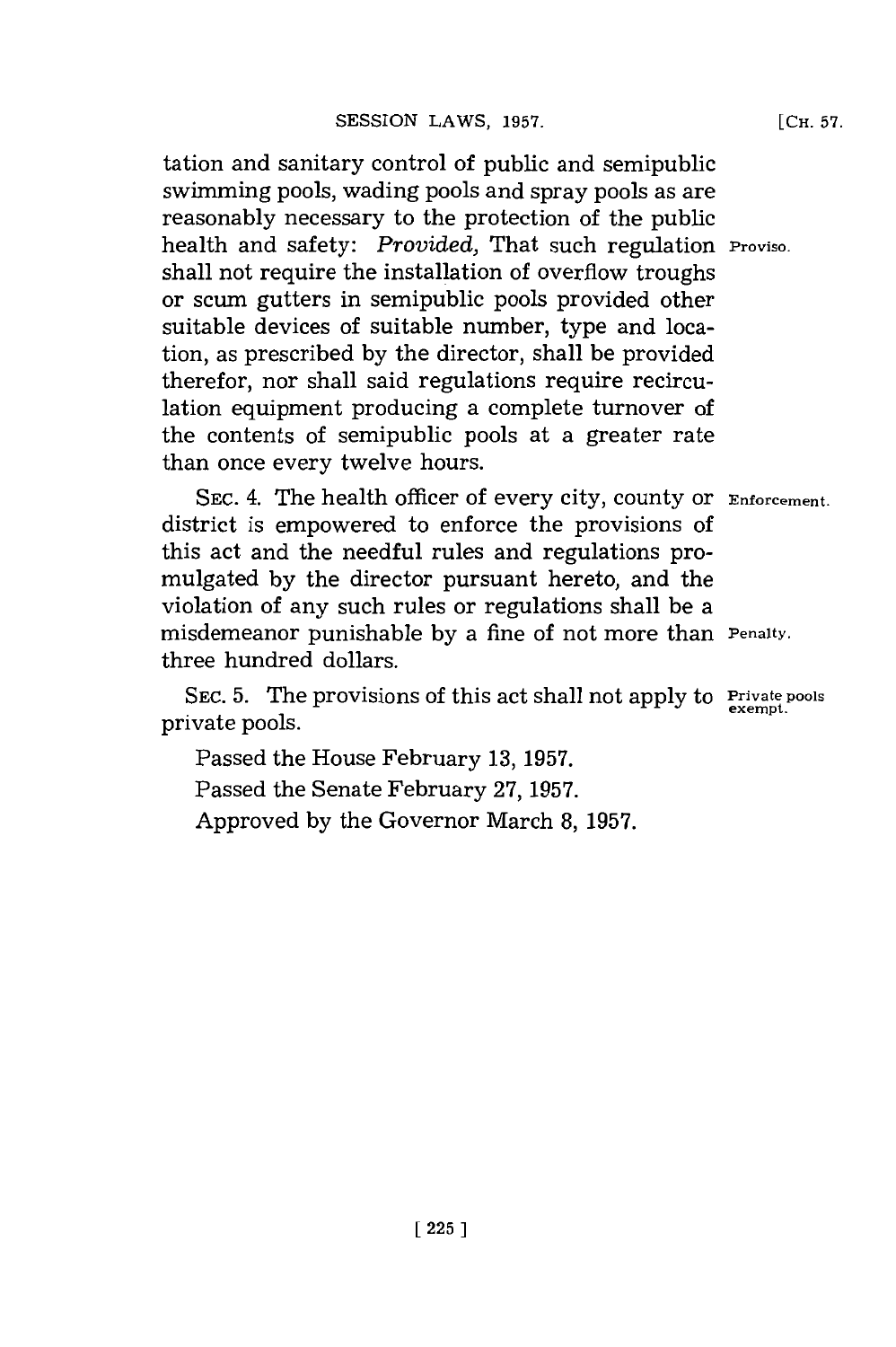tation and sanitary control of public and semipublic swimming pools, wading pools and spray pools as are reasonably necessary to the protection of the public health and safety: *Provided,* That such regulation shall not require the installation of overflow troughs or scum gutters in semipublic pools provided other suitable devices of suitable number, type and location, as prescribed by the director, shall be provided therefor, nor shall said regulations require recirculation equipment producing a complete turnover of the contents of semipublic pools at a greater rate than once every twelve hours.

Proviso.

SEC. 4. The health officer of every city, county or district is empowered to enforce the provisions of this act and the needful rules and regulations promulgated by the director pursuant hereto, and the violation of any such rules or regulations shall be a misdemeanor punishable by a fine of not more than three hundred dollars.

Enforcement.

Penalty.

SEC. 5. The provisions of this act shall not apply to private pools.

Private pools exempt.

Passed the House February 13, 1957.

Passed the Senate February 27, 1957.

Approved by the Governor March 8, 1957.